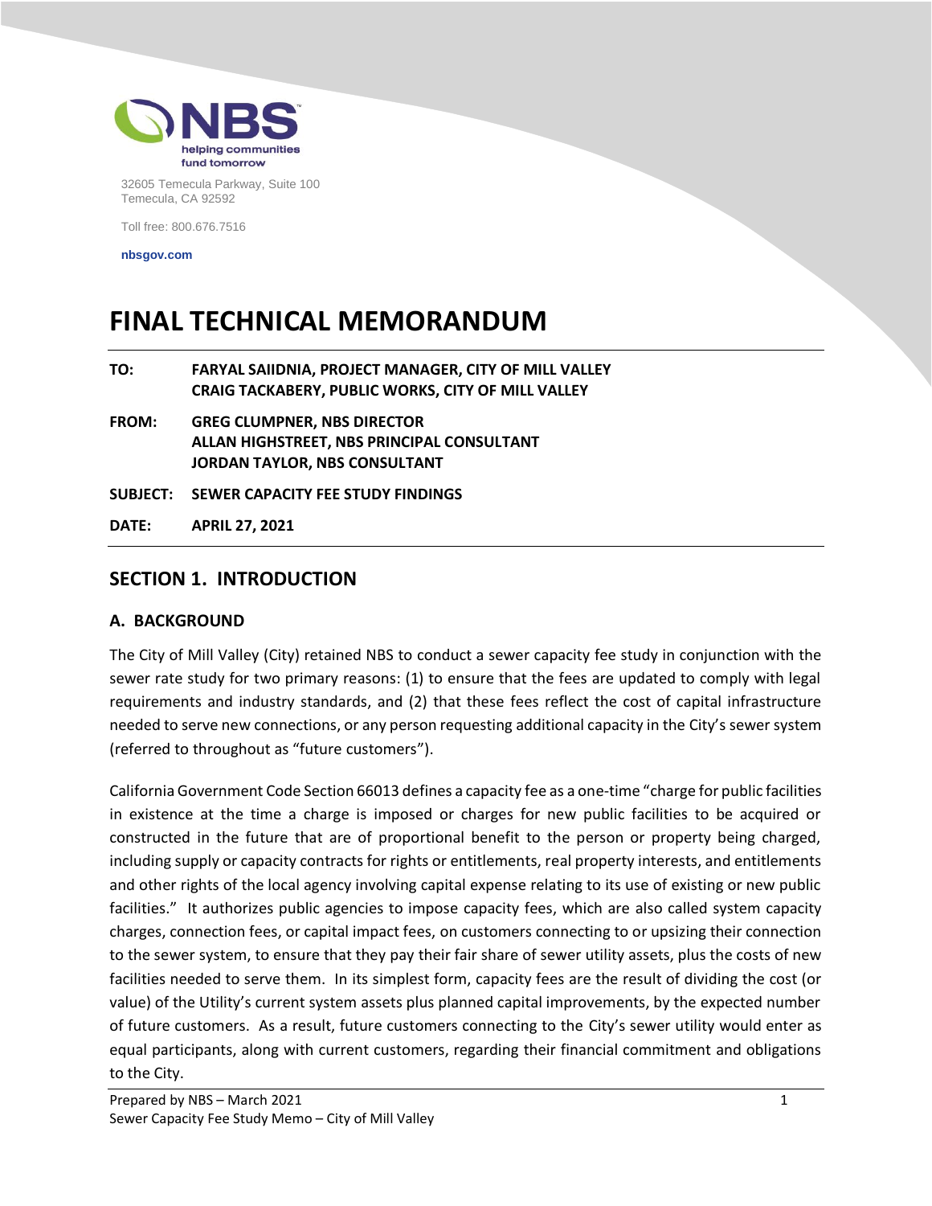32605 Temecula Parkway, Suite 100
Temecula, CA 92592

Toll free: 800.676.7516

**nbsgov.com**

# FINAL TECHNICAL MEMORANDUM

**TO:** FARYAL SAIIDNIA, PROJECT MANAGER, CITY OF MILL VALLEY
CRAIG TACKABERY, PUBLIC WORKS, CITY OF MILL VALLEY

**FROM:** GREG CLUMPNER, NBS DIRECTOR
ALLAN HIGHSTREET, NBS PRINCIPAL CONSULTANT
JORDAN TAYLOR, NBS CONSULTANT

**SUBJECT:** SEWER CAPACITY FEE STUDY FINDINGS

**DATE:** APRIL 27, 2021

## SECTION 1. INTRODUCTION

### A. BACKGROUND

The City of Mill Valley (City) retained NBS to conduct a sewer capacity fee study in conjunction with the sewer rate study for two primary reasons: (1) to ensure that the fees are updated to comply with legal requirements and industry standards, and (2) that these fees reflect the cost of capital infrastructure needed to serve new connections, or any person requesting additional capacity in the City's sewer system (referred to throughout as "future customers").

California Government Code Section 66013 defines a capacity fee as a one-time "charge for public facilities in existence at the time a charge is imposed or charges for new public facilities to be acquired or constructed in the future that are of proportional benefit to the person or property being charged, including supply or capacity contracts for rights or entitlements, real property interests, and entitlements and other rights of the local agency involving capital expense relating to its use of existing or new public facilities." It authorizes public agencies to impose capacity fees, which are also called system capacity charges, connection fees, or capital impact fees, on customers connecting to or upsizing their connection to the sewer system, to ensure that they pay their fair share of sewer utility assets, plus the costs of new facilities needed to serve them. In its simplest form, capacity fees are the result of dividing the cost (or value) of the Utility's current system assets plus planned capital improvements, by the expected number of future customers. As a result, future customers connecting to the City's sewer utility would enter as equal participants, along with current customers, regarding their financial commitment and obligations to the City.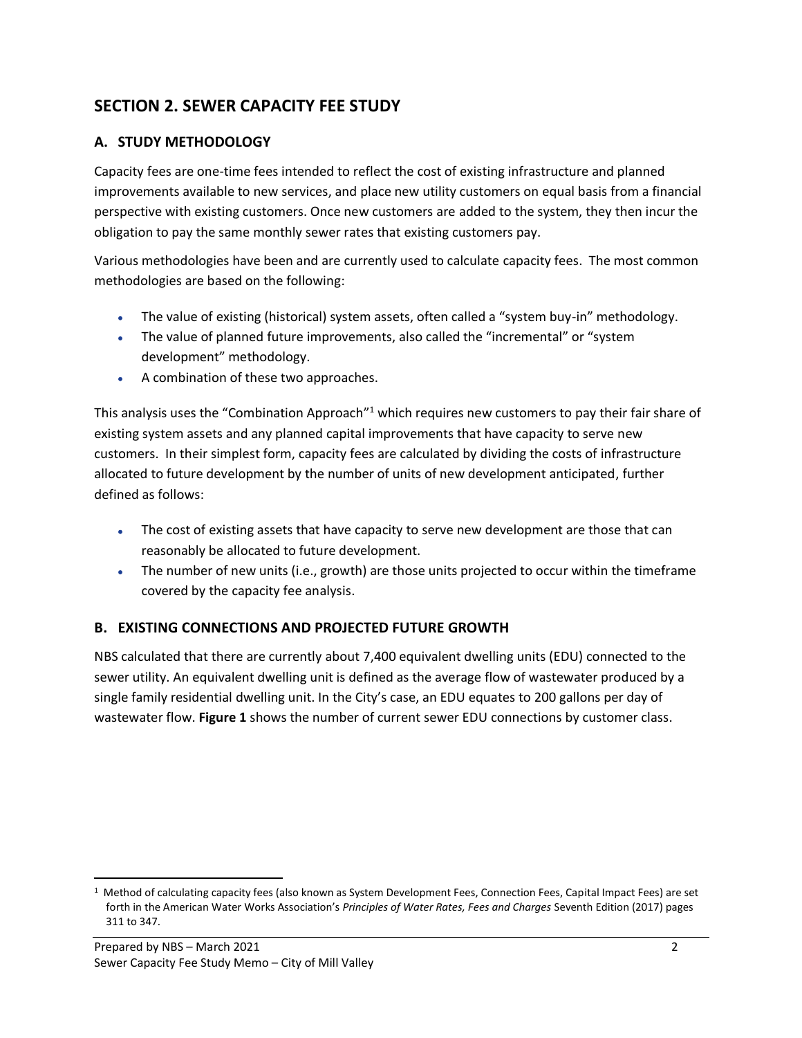## SECTION 2. SEWER CAPACITY FEE STUDY

### A. STUDY METHODOLOGY

Capacity fees are one-time fees intended to reflect the cost of existing infrastructure and planned improvements available to new services, and place new utility customers on equal basis from a financial perspective with existing customers. Once new customers are added to the system, they then incur the obligation to pay the same monthly sewer rates that existing customers pay.

Various methodologies have been and are currently used to calculate capacity fees. The most common methodologies are based on the following:

- The value of existing (historical) system assets, often called a "system buy-in" methodology.
- The value of planned future improvements, also called the "incremental" or "system development" methodology.
- A combination of these two approaches.

This analysis uses the "Combination Approach"[1] which requires new customers to pay their fair share of existing system assets and any planned capital improvements that have capacity to serve new customers. In their simplest form, capacity fees are calculated by dividing the costs of infrastructure allocated to future development by the number of units of new development anticipated, further defined as follows:

- The cost of existing assets that have capacity to serve new development are those that can reasonably be allocated to future development.
- The number of new units (i.e., growth) are those units projected to occur within the timeframe covered by the capacity fee analysis.

### B. EXISTING CONNECTIONS AND PROJECTED FUTURE GROWTH

NBS calculated that there are currently about 7,400 equivalent dwelling units (EDU) connected to the sewer utility. An equivalent dwelling unit is defined as the average flow of wastewater produced by a single family residential dwelling unit. In the City's case, an EDU equates to 200 gallons per day of wastewater flow. **Figure 1** shows the number of current sewer EDU connections by customer class.

[1] Method of calculating capacity fees (also known as System Development Fees, Connection Fees, Capital Impact Fees) are set forth in the American Water Works Association's *Principles of Water Rates, Fees and Charges* Seventh Edition (2017) pages 311 to 347.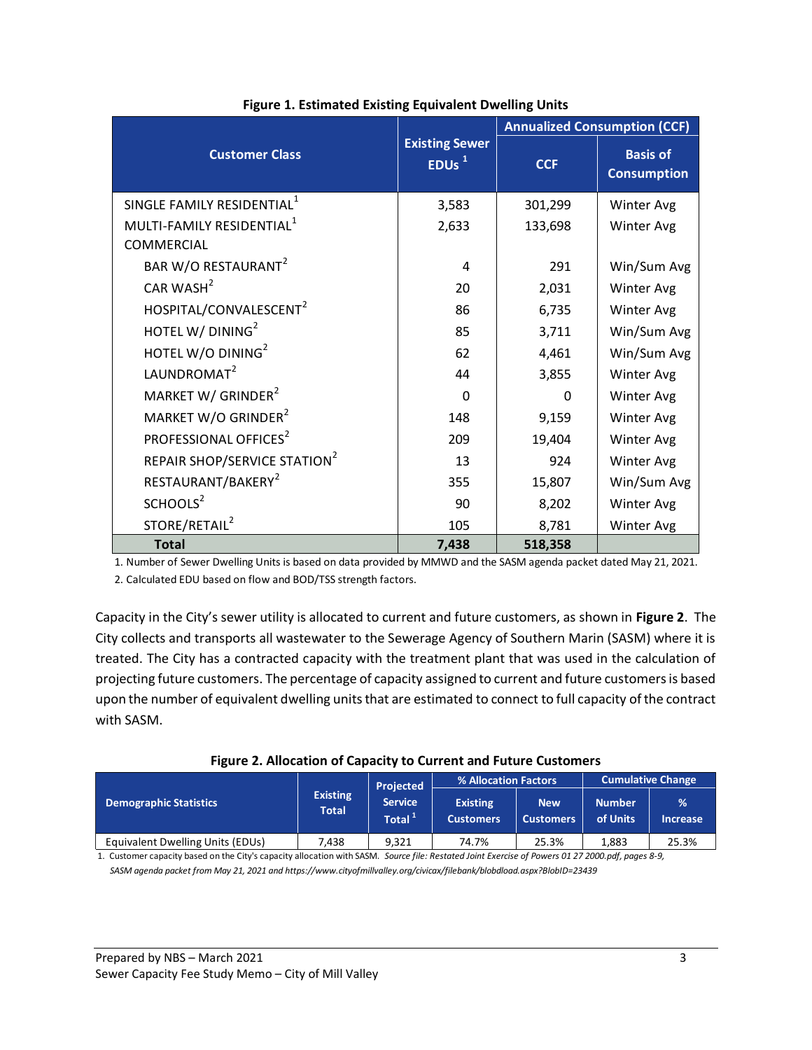**Figure 1. Estimated Existing Equivalent Dwelling Units**

| Customer Class | Existing Sewer EDUs [1] | Annualized Consumption (CCF) | |
|---|---|---|---|
| | | CCF | Basis of Consumption |
| SINGLE FAMILY RESIDENTIAL[1] | 3,583 | 301,299 | Winter Avg |
| MULTI-FAMILY RESIDENTIAL[1] | 2,633 | 133,698 | Winter Avg |
| COMMERCIAL | | | |
| BAR W/O RESTAURANT[2] | 4 | 291 | Win/Sum Avg |
| CAR WASH[2] | 20 | 2,031 | Winter Avg |
| HOSPITAL/CONVALESCENT[2] | 86 | 6,735 | Winter Avg |
| HOTEL W/ DINING[2] | 85 | 3,711 | Win/Sum Avg |
| HOTEL W/O DINING[2] | 62 | 4,461 | Win/Sum Avg |
| LAUNDROMAT[2] | 44 | 3,855 | Winter Avg |
| MARKET W/ GRINDER[2] | 0 | 0 | Winter Avg |
| MARKET W/O GRINDER[2] | 148 | 9,159 | Winter Avg |
| PROFESSIONAL OFFICES[2] | 209 | 19,404 | Winter Avg |
| REPAIR SHOP/SERVICE STATION[2] | 13 | 924 | Winter Avg |
| RESTAURANT/BAKERY[2] | 355 | 15,807 | Win/Sum Avg |
| SCHOOLS[2] | 90 | 8,202 | Winter Avg |
| STORE/RETAIL[2] | 105 | 8,781 | Winter Avg |
| **Total** | **7,438** | **518,358** | |

1. Number of Sewer Dwelling Units is based on data provided by MMWD and the SASM agenda packet dated May 21, 2021.
2. Calculated EDU based on flow and BOD/TSS strength factors.

Capacity in the City's sewer utility is allocated to current and future customers, as shown in **Figure 2**. The City collects and transports all wastewater to the Sewerage Agency of Southern Marin (SASM) where it is treated. The City has a contracted capacity with the treatment plant that was used in the calculation of projecting future customers. The percentage of capacity assigned to current and future customers is based upon the number of equivalent dwelling units that are estimated to connect to full capacity of the contract with SASM.

**Figure 2. Allocation of Capacity to Current and Future Customers**

| Demographic Statistics | Existing Total | Projected Service Total [1] | % Allocation Factors | | Cumulative Change | |
|---|---|---|---|---|---|---|
| | | | Existing Customers | New Customers | Number of Units | % Increase |
| Equivalent Dwelling Units (EDUs) | 7,438 | 9,321 | 74.7% | 25.3% | 1,883 | 25.3% |

1. Customer capacity based on the City's capacity allocation with SASM. *Source file: Restated Joint Exercise of Powers 01 27 2000.pdf, pages 8-9, SASM agenda packet from May 21, 2021 and https://www.cityofmillvalley.org/civicax/filebank/blobdload.aspx?BlobID=23439*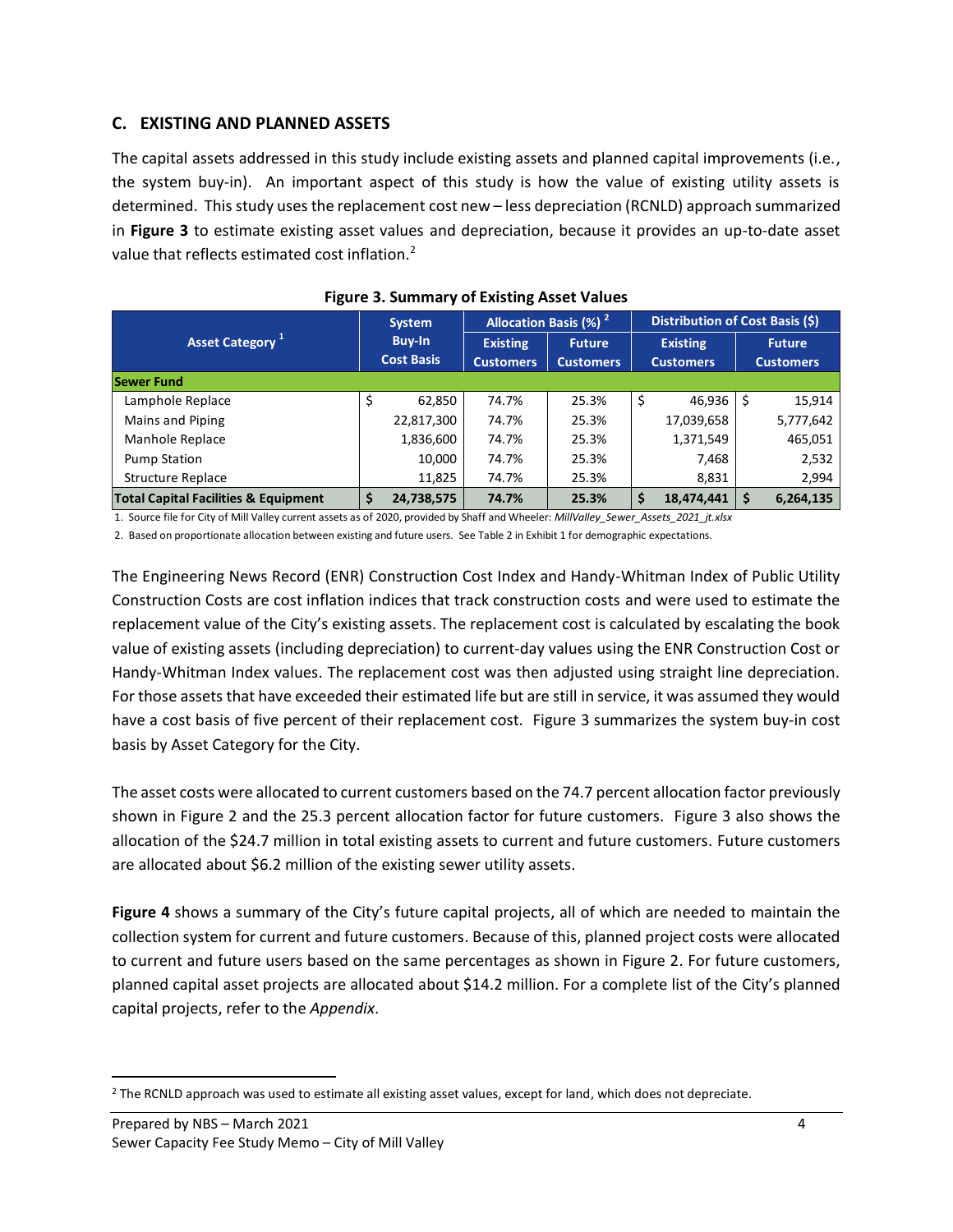## C. EXISTING AND PLANNED ASSETS

The capital assets addressed in this study include existing assets and planned capital improvements (i.e., the system buy-in). An important aspect of this study is how the value of existing utility assets is determined. This study uses the replacement cost new – less depreciation (RCNLD) approach summarized in **Figure 3** to estimate existing asset values and depreciation, because it provides an up-to-date asset value that reflects estimated cost inflation.[2]

**Figure 3. Summary of Existing Asset Values**

| Asset Category [1] | System Buy-In Cost Basis | Allocation Basis (%) [2] | | Distribution of Cost Basis ($) | |
|---|---|---|---|---|---|
| | | Existing Customers | Future Customers | Existing Customers | Future Customers |
| **Sewer Fund** | | | | | |
| Lamphole Replace | $ 62,850 | 74.7% | 25.3% | $ 46,936 | $ 15,914 |
| Mains and Piping | 22,817,300 | 74.7% | 25.3% | 17,039,658 | 5,777,642 |
| Manhole Replace | 1,836,600 | 74.7% | 25.3% | 1,371,549 | 465,051 |
| Pump Station | 10,000 | 74.7% | 25.3% | 7,468 | 2,532 |
| Structure Replace | 11,825 | 74.7% | 25.3% | 8,831 | 2,994 |
| **Total Capital Facilities & Equipment** | **$ 24,738,575** | **74.7%** | **25.3%** | **$ 18,474,441** | **$ 6,264,135** |

1. Source file for City of Mill Valley current assets as of 2020, provided by Shaff and Wheeler: *MillValley_Sewer_Assets_2021_jt.xlsx*

2. Based on proportionate allocation between existing and future users. See Table 2 in Exhibit 1 for demographic expectations.

The Engineering News Record (ENR) Construction Cost Index and Handy-Whitman Index of Public Utility Construction Costs are cost inflation indices that track construction costs and were used to estimate the replacement value of the City's existing assets. The replacement cost is calculated by escalating the book value of existing assets (including depreciation) to current-day values using the ENR Construction Cost or Handy-Whitman Index values. The replacement cost was then adjusted using straight line depreciation. For those assets that have exceeded their estimated life but are still in service, it was assumed they would have a cost basis of five percent of their replacement cost. Figure 3 summarizes the system buy-in cost basis by Asset Category for the City.

The asset costs were allocated to current customers based on the 74.7 percent allocation factor previously shown in Figure 2 and the 25.3 percent allocation factor for future customers. Figure 3 also shows the allocation of the $24.7 million in total existing assets to current and future customers. Future customers are allocated about $6.2 million of the existing sewer utility assets.

**Figure 4** shows a summary of the City's future capital projects, all of which are needed to maintain the collection system for current and future customers. Because of this, planned project costs were allocated to current and future users based on the same percentages as shown in Figure 2. For future customers, planned capital asset projects are allocated about $14.2 million. For a complete list of the City's planned capital projects, refer to the *Appendix*.

[2] The RCNLD approach was used to estimate all existing asset values, except for land, which does not depreciate.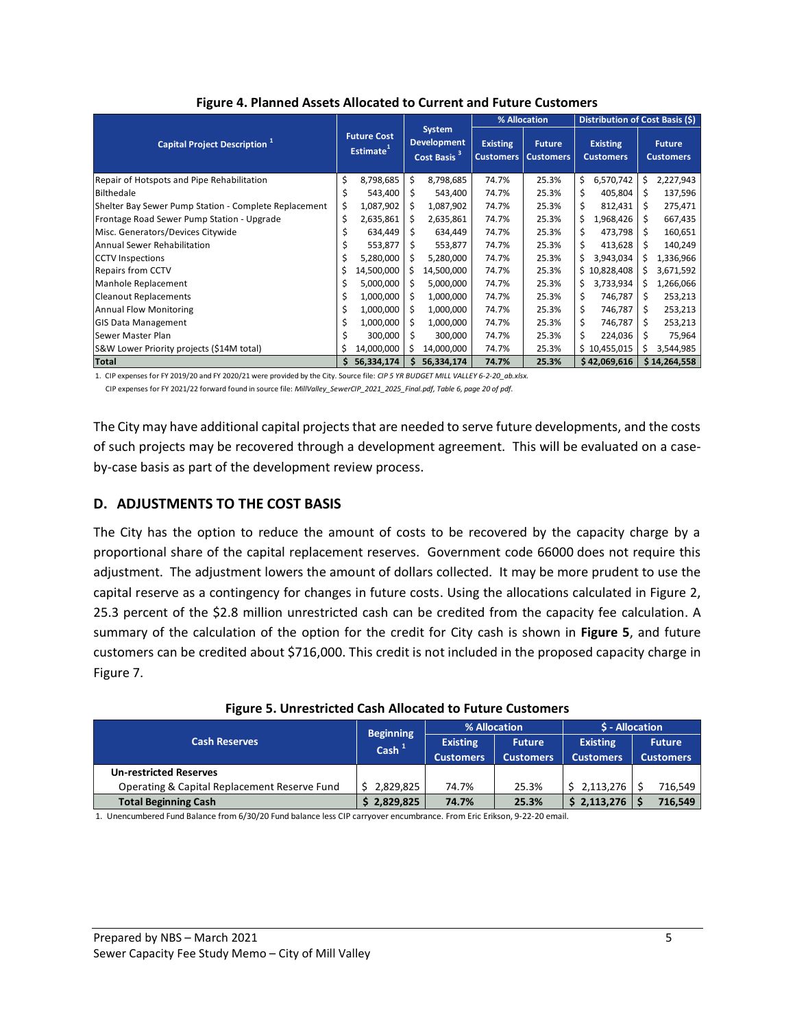**Figure 4. Planned Assets Allocated to Current and Future Customers**

| Capital Project Description [1] | Future Cost Estimate[1] | System Development Cost Basis [3] | % Allocation | | Distribution of Cost Basis ($) | |
|---|---|---|---|---|---|---|
| | | | Existing Customers | Future Customers | Existing Customers | Future Customers |
| Repair of Hotspots and Pipe Rehabilitation | $ 8,798,685 | $ 8,798,685 | 74.7% | 25.3% | $ 6,570,742 | $ 2,227,943 |
| Bilthedale | $ 543,400 | $ 543,400 | 74.7% | 25.3% | $ 405,804 | $ 137,596 |
| Shelter Bay Sewer Pump Station - Complete Replacement | $ 1,087,902 | $ 1,087,902 | 74.7% | 25.3% | $ 812,431 | $ 275,471 |
| Frontage Road Sewer Pump Station - Upgrade | $ 2,635,861 | $ 2,635,861 | 74.7% | 25.3% | $ 1,968,426 | $ 667,435 |
| Misc. Generators/Devices Citywide | $ 634,449 | $ 634,449 | 74.7% | 25.3% | $ 473,798 | $ 160,651 |
| Annual Sewer Rehabilitation | $ 553,877 | $ 553,877 | 74.7% | 25.3% | $ 413,628 | $ 140,249 |
| CCTV Inspections | $ 5,280,000 | $ 5,280,000 | 74.7% | 25.3% | $ 3,943,034 | $ 1,336,966 |
| Repairs from CCTV | $ 14,500,000 | $ 14,500,000 | 74.7% | 25.3% | $ 10,828,408 | $ 3,671,592 |
| Manhole Replacement | $ 5,000,000 | $ 5,000,000 | 74.7% | 25.3% | $ 3,733,934 | $ 1,266,066 |
| Cleanout Replacements | $ 1,000,000 | $ 1,000,000 | 74.7% | 25.3% | $ 746,787 | $ 253,213 |
| Annual Flow Monitoring | $ 1,000,000 | $ 1,000,000 | 74.7% | 25.3% | $ 746,787 | $ 253,213 |
| GIS Data Management | $ 1,000,000 | $ 1,000,000 | 74.7% | 25.3% | $ 746,787 | $ 253,213 |
| Sewer Master Plan | $ 300,000 | $ 300,000 | 74.7% | 25.3% | $ 224,036 | $ 75,964 |
| S&W Lower Priority projects ($14M total) | $ 14,000,000 | $ 14,000,000 | 74.7% | 25.3% | $ 10,455,015 | $ 3,544,985 |
| **Total** | **$ 56,334,174** | **$ 56,334,174** | **74.7%** | **25.3%** | **$ 42,069,616** | **$ 14,264,558** |

1. CIP expenses for FY 2019/20 and FY 2020/21 were provided by the City. Source file: *CIP 5 YR BUDGET MILL VALLEY 6-2-20_ab.xlsx.*
CIP expenses for FY 2021/22 forward found in source file: *MillValley_SewerCIP_2021_2025_Final.pdf, Table 6, page 20 of pdf.*

The City may have additional capital projects that are needed to serve future developments, and the costs of such projects may be recovered through a development agreement. This will be evaluated on a case-by-case basis as part of the development review process.

## D. ADJUSTMENTS TO THE COST BASIS

The City has the option to reduce the amount of costs to be recovered by the capacity charge by a proportional share of the capital replacement reserves. Government code 66000 does not require this adjustment. The adjustment lowers the amount of dollars collected. It may be more prudent to use the capital reserve as a contingency for changes in future costs. Using the allocations calculated in Figure 2, 25.3 percent of the $2.8 million unrestricted cash can be credited from the capacity fee calculation. A summary of the calculation of the option for the credit for City cash is shown in **Figure 5**, and future customers can be credited about $716,000. This credit is not included in the proposed capacity charge in Figure 7.

**Figure 5. Unrestricted Cash Allocated to Future Customers**

| Cash Reserves | Beginning Cash [1] | % Allocation | | $ - Allocation | |
|---|---|---|---|---|---|
| | | Existing Customers | Future Customers | Existing Customers | Future Customers |
| **Un-restricted Reserves** | | | | | |
| Operating & Capital Replacement Reserve Fund | $ 2,829,825 | 74.7% | 25.3% | $ 2,113,276 | $ 716,549 |
| **Total Beginning Cash** | **$ 2,829,825** | **74.7%** | **25.3%** | **$ 2,113,276** | **$ 716,549** |

1. Unencumbered Fund Balance from 6/30/20 Fund balance less CIP carryover encumbrance. From Eric Erikson, 9-22-20 email.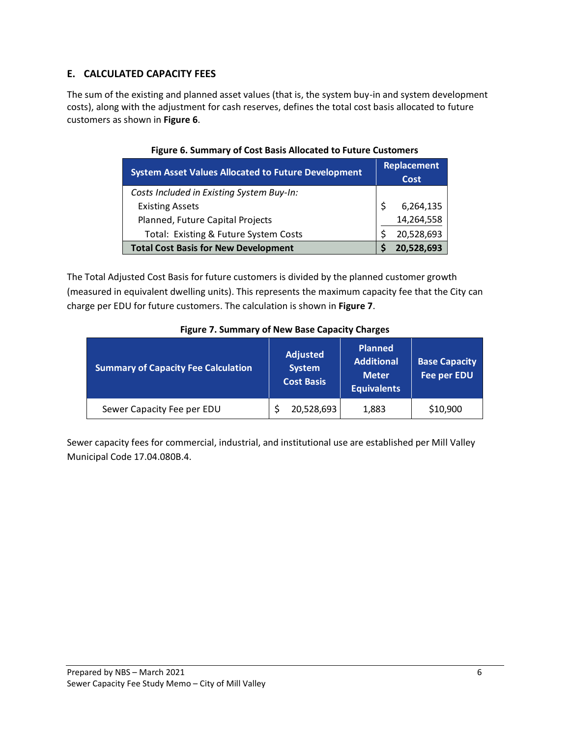## E. CALCULATED CAPACITY FEES

The sum of the existing and planned asset values (that is, the system buy-in and system development costs), along with the adjustment for cash reserves, defines the total cost basis allocated to future customers as shown in **Figure 6**.

**Figure 6. Summary of Cost Basis Allocated to Future Customers**

| System Asset Values Allocated to Future Development | Replacement Cost |
|---|---|
| *Costs Included in Existing System Buy-In:* | |
| Existing Assets | $ 6,264,135 |
| Planned, Future Capital Projects | 14,264,558 |
| Total: Existing & Future System Costs | $ 20,528,693 |
| **Total Cost Basis for New Development** | **$ 20,528,693** |

The Total Adjusted Cost Basis for future customers is divided by the planned customer growth (measured in equivalent dwelling units). This represents the maximum capacity fee that the City can charge per EDU for future customers. The calculation is shown in **Figure 7**.

**Figure 7. Summary of New Base Capacity Charges**

| Summary of Capacity Fee Calculation | Adjusted System Cost Basis | Planned Additional Meter Equivalents | Base Capacity Fee per EDU |
|---|---|---|---|
| Sewer Capacity Fee per EDU | $ 20,528,693 | 1,883 | $10,900 |

Sewer capacity fees for commercial, industrial, and institutional use are established per Mill Valley Municipal Code 17.04.080B.4.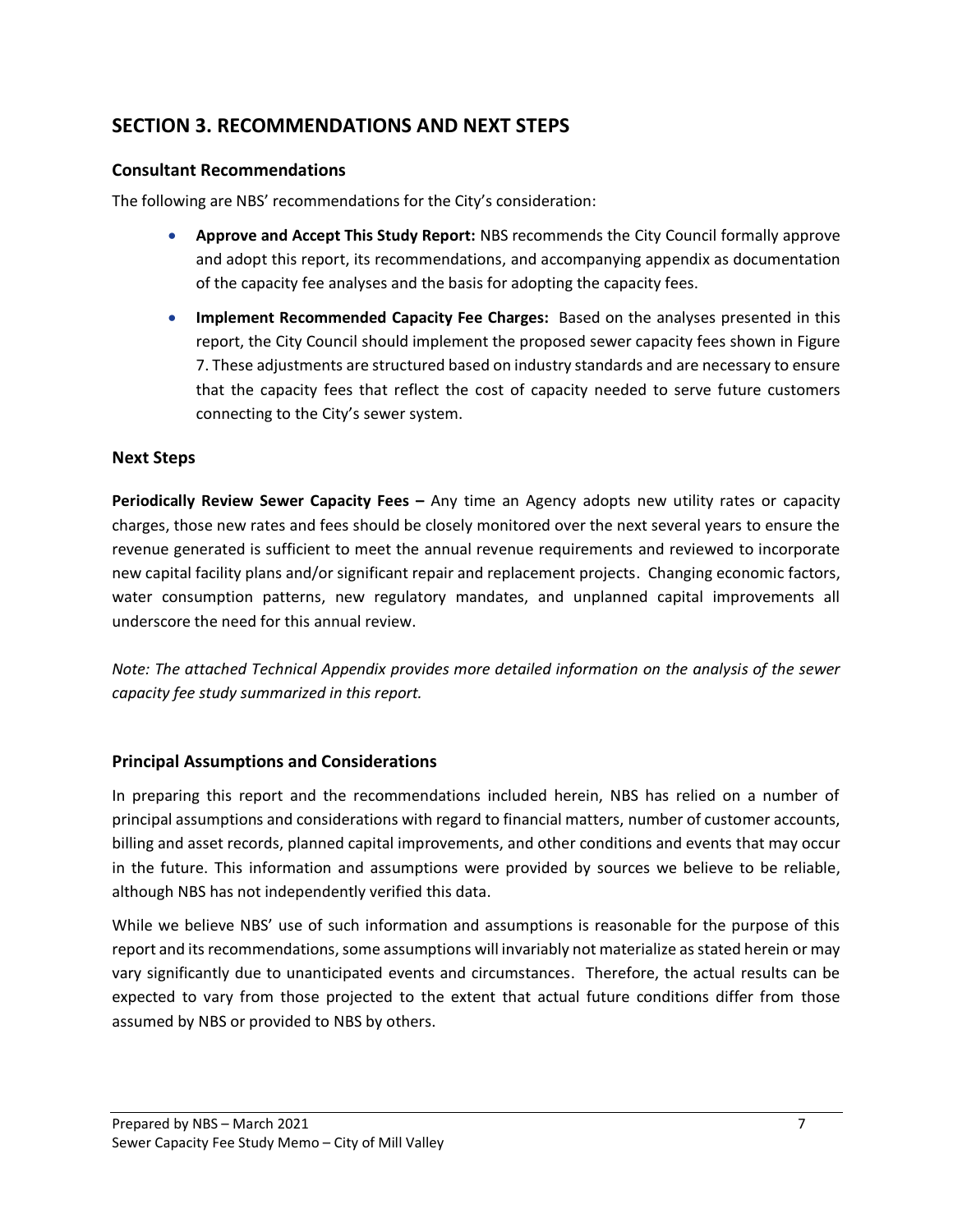## SECTION 3. RECOMMENDATIONS AND NEXT STEPS

### Consultant Recommendations

The following are NBS' recommendations for the City's consideration:

- **Approve and Accept This Study Report:** NBS recommends the City Council formally approve and adopt this report, its recommendations, and accompanying appendix as documentation of the capacity fee analyses and the basis for adopting the capacity fees.
- **Implement Recommended Capacity Fee Charges:** Based on the analyses presented in this report, the City Council should implement the proposed sewer capacity fees shown in Figure 7. These adjustments are structured based on industry standards and are necessary to ensure that the capacity fees that reflect the cost of capacity needed to serve future customers connecting to the City's sewer system.

### Next Steps

**Periodically Review Sewer Capacity Fees –** Any time an Agency adopts new utility rates or capacity charges, those new rates and fees should be closely monitored over the next several years to ensure the revenue generated is sufficient to meet the annual revenue requirements and reviewed to incorporate new capital facility plans and/or significant repair and replacement projects. Changing economic factors, water consumption patterns, new regulatory mandates, and unplanned capital improvements all underscore the need for this annual review.

*Note: The attached Technical Appendix provides more detailed information on the analysis of the sewer capacity fee study summarized in this report.*

### Principal Assumptions and Considerations

In preparing this report and the recommendations included herein, NBS has relied on a number of principal assumptions and considerations with regard to financial matters, number of customer accounts, billing and asset records, planned capital improvements, and other conditions and events that may occur in the future. This information and assumptions were provided by sources we believe to be reliable, although NBS has not independently verified this data.

While we believe NBS' use of such information and assumptions is reasonable for the purpose of this report and its recommendations, some assumptions will invariably not materialize as stated herein or may vary significantly due to unanticipated events and circumstances. Therefore, the actual results can be expected to vary from those projected to the extent that actual future conditions differ from those assumed by NBS or provided to NBS by others.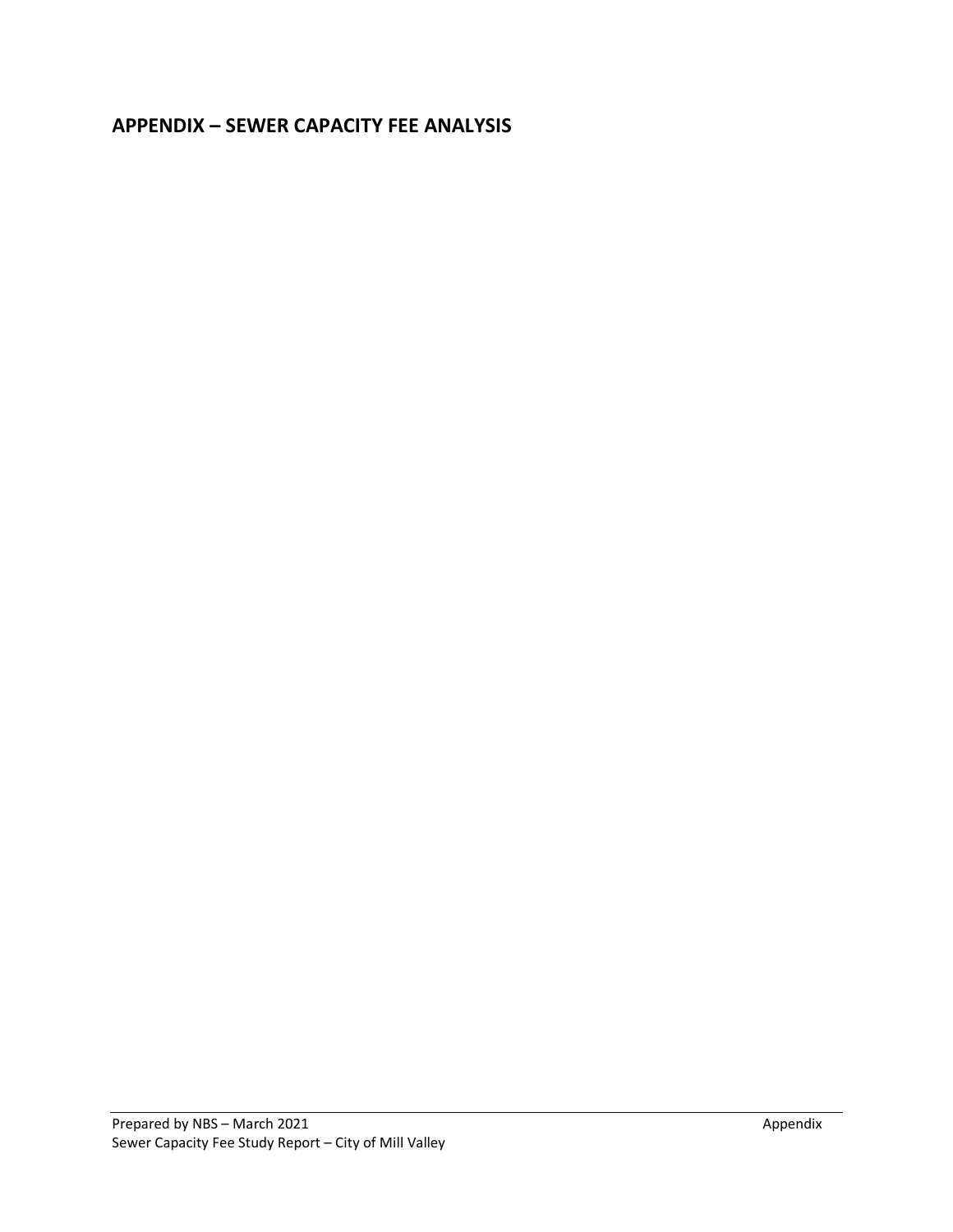## APPENDIX – SEWER CAPACITY FEE ANALYSIS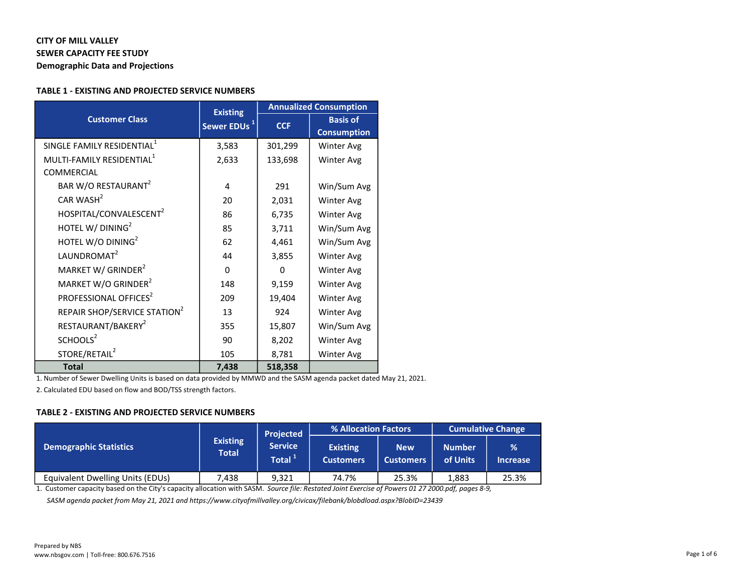**CITY OF MILL VALLEY**
**SEWER CAPACITY FEE STUDY**
**Demographic Data and Projections**

**TABLE 1 - EXISTING AND PROJECTED SERVICE NUMBERS**

| Customer Class | Existing Sewer EDUs [1] | Annualized Consumption | |
|---|---|---|---|
| | | CCF | Basis of Consumption |
| SINGLE FAMILY RESIDENTIAL[1] | 3,583 | 301,299 | Winter Avg |
| MULTI-FAMILY RESIDENTIAL[1] | 2,633 | 133,698 | Winter Avg |
| COMMERCIAL | | | |
| BAR W/O RESTAURANT[2] | 4 | 291 | Win/Sum Avg |
| CAR WASH[2] | 20 | 2,031 | Winter Avg |
| HOSPITAL/CONVALESCENT[2] | 86 | 6,735 | Winter Avg |
| HOTEL W/ DINING[2] | 85 | 3,711 | Win/Sum Avg |
| HOTEL W/O DINING[2] | 62 | 4,461 | Win/Sum Avg |
| LAUNDROMAT[2] | 44 | 3,855 | Winter Avg |
| MARKET W/ GRINDER[2] | 0 | 0 | Winter Avg |
| MARKET W/O GRINDER[2] | 148 | 9,159 | Winter Avg |
| PROFESSIONAL OFFICES[2] | 209 | 19,404 | Winter Avg |
| REPAIR SHOP/SERVICE STATION[2] | 13 | 924 | Winter Avg |
| RESTAURANT/BAKERY[2] | 355 | 15,807 | Win/Sum Avg |
| SCHOOLS[2] | 90 | 8,202 | Winter Avg |
| STORE/RETAIL[2] | 105 | 8,781 | Winter Avg |
| **Total** | **7,438** | **518,358** | |

1. Number of Sewer Dwelling Units is based on data provided by MMWD and the SASM agenda packet dated May 21, 2021.

2. Calculated EDU based on flow and BOD/TSS strength factors.

**TABLE 2 - EXISTING AND PROJECTED SERVICE NUMBERS**

| Demographic Statistics | Existing Total | Projected Service Total [1] | % Allocation Factors | | Cumulative Change | |
|---|---|---|---|---|---|---|
| | | | Existing Customers | New Customers | Number of Units | % Increase |
| Equivalent Dwelling Units (EDUs) | 7,438 | 9,321 | 74.7% | 25.3% | 1,883 | 25.3% |

1. Customer capacity based on the City's capacity allocation with SASM. *Source file: Restated Joint Exercise of Powers 01 27 2000.pdf, pages 8-9, SASM agenda packet from May 21, 2021 and https://www.cityofmillvalley.org/civicax/filebank/blobdload.aspx?BlobID=23439*

Prepared by NBS
www.nbsgov.com | Toll-free: 800.676.7516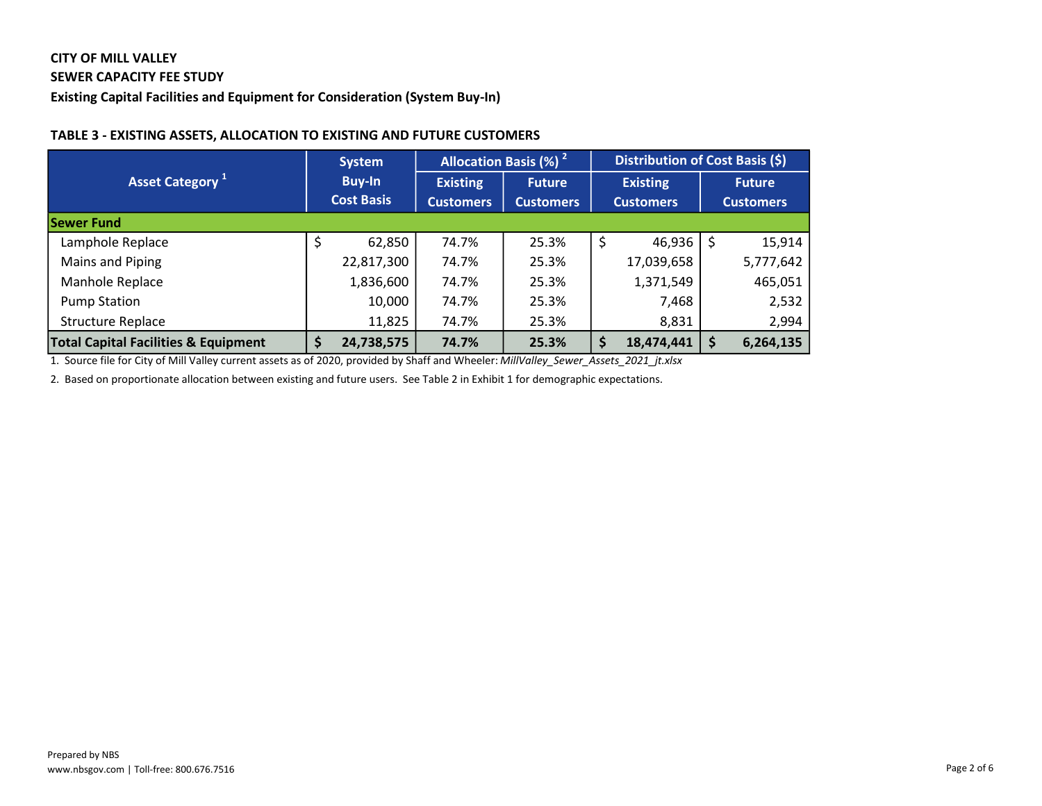**CITY OF MILL VALLEY**
**SEWER CAPACITY FEE STUDY**
**Existing Capital Facilities and Equipment for Consideration (System Buy-In)**

**TABLE 3 - EXISTING ASSETS, ALLOCATION TO EXISTING AND FUTURE CUSTOMERS**

| Asset Category [1] | System Buy-In Cost Basis | Allocation Basis (%) [2] | | Distribution of Cost Basis ($) | |
|---|---|---|---|---|---|
| | | Existing Customers | Future Customers | Existing Customers | Future Customers |
| **Sewer Fund** | | | | | |
| Lamphole Replace | $ 62,850 | 74.7% | 25.3% | $ 46,936 | $ 15,914 |
| Mains and Piping | 22,817,300 | 74.7% | 25.3% | 17,039,658 | 5,777,642 |
| Manhole Replace | 1,836,600 | 74.7% | 25.3% | 1,371,549 | 465,051 |
| Pump Station | 10,000 | 74.7% | 25.3% | 7,468 | 2,532 |
| Structure Replace | 11,825 | 74.7% | 25.3% | 8,831 | 2,994 |
| **Total Capital Facilities & Equipment** | **$ 24,738,575** | **74.7%** | **25.3%** | **$ 18,474,441** | **$ 6,264,135** |

1. Source file for City of Mill Valley current assets as of 2020, provided by Shaff and Wheeler: *MillValley_Sewer_Assets_2021_jt.xlsx*

2. Based on proportionate allocation between existing and future users. See Table 2 in Exhibit 1 for demographic expectations.

Prepared by NBS
www.nbsgov.com | Toll-free: 800.676.7516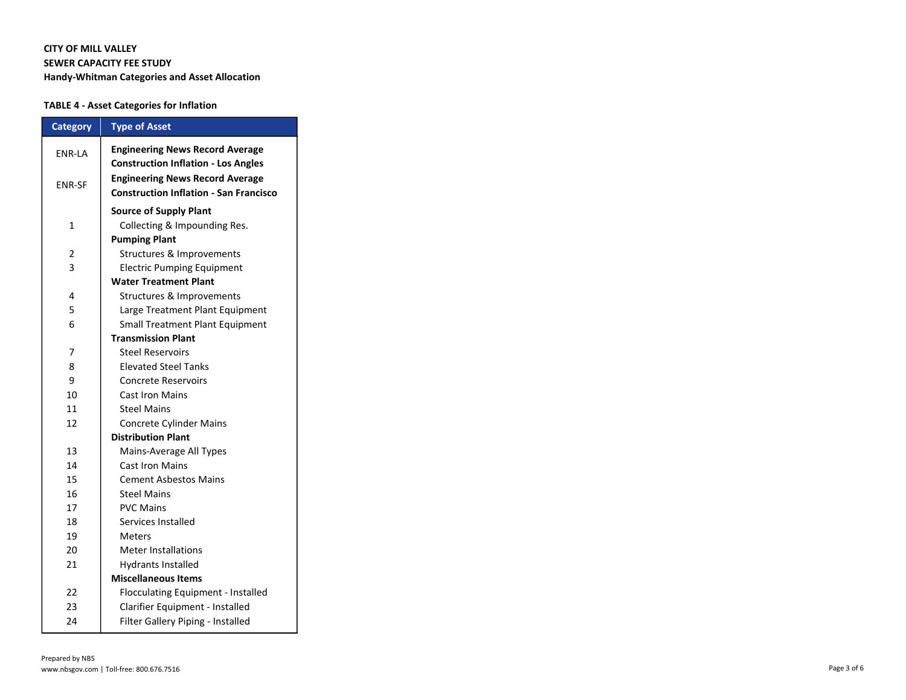**CITY OF MILL VALLEY**
**SEWER CAPACITY FEE STUDY**
**Handy-Whitman Categories and Asset Allocation**

**TABLE 4 - Asset Categories for Inflation**

| Category | Type of Asset |
|---|---|
| ENR-LA | **Engineering News Record Average Construction Inflation - Los Angles** |
| ENR-SF | **Engineering News Record Average Construction Inflation - San Francisco** |
| | **Source of Supply Plant** |
| 1 | Collecting & Impounding Res. |
| | **Pumping Plant** |
| 2 | Structures & Improvements |
| 3 | Electric Pumping Equipment |
| | **Water Treatment Plant** |
| 4 | Structures & Improvements |
| 5 | Large Treatment Plant Equipment |
| 6 | Small Treatment Plant Equipment |
| | **Transmission Plant** |
| 7 | Steel Reservoirs |
| 8 | Elevated Steel Tanks |
| 9 | Concrete Reservoirs |
| 10 | Cast Iron Mains |
| 11 | Steel Mains |
| 12 | Concrete Cylinder Mains |
| | **Distribution Plant** |
| 13 | Mains-Average All Types |
| 14 | Cast Iron Mains |
| 15 | Cement Asbestos Mains |
| 16 | Steel Mains |
| 17 | PVC Mains |
| 18 | Services Installed |
| 19 | Meters |
| 20 | Meter Installations |
| 21 | Hydrants Installed |
| | **Miscellaneous Items** |
| 22 | Flocculating Equipment - Installed |
| 23 | Clarifier Equipment - Installed |
| 24 | Filter Gallery Piping - Installed |

Prepared by NBS
www.nbsgov.com | Toll-free: 800.676.7516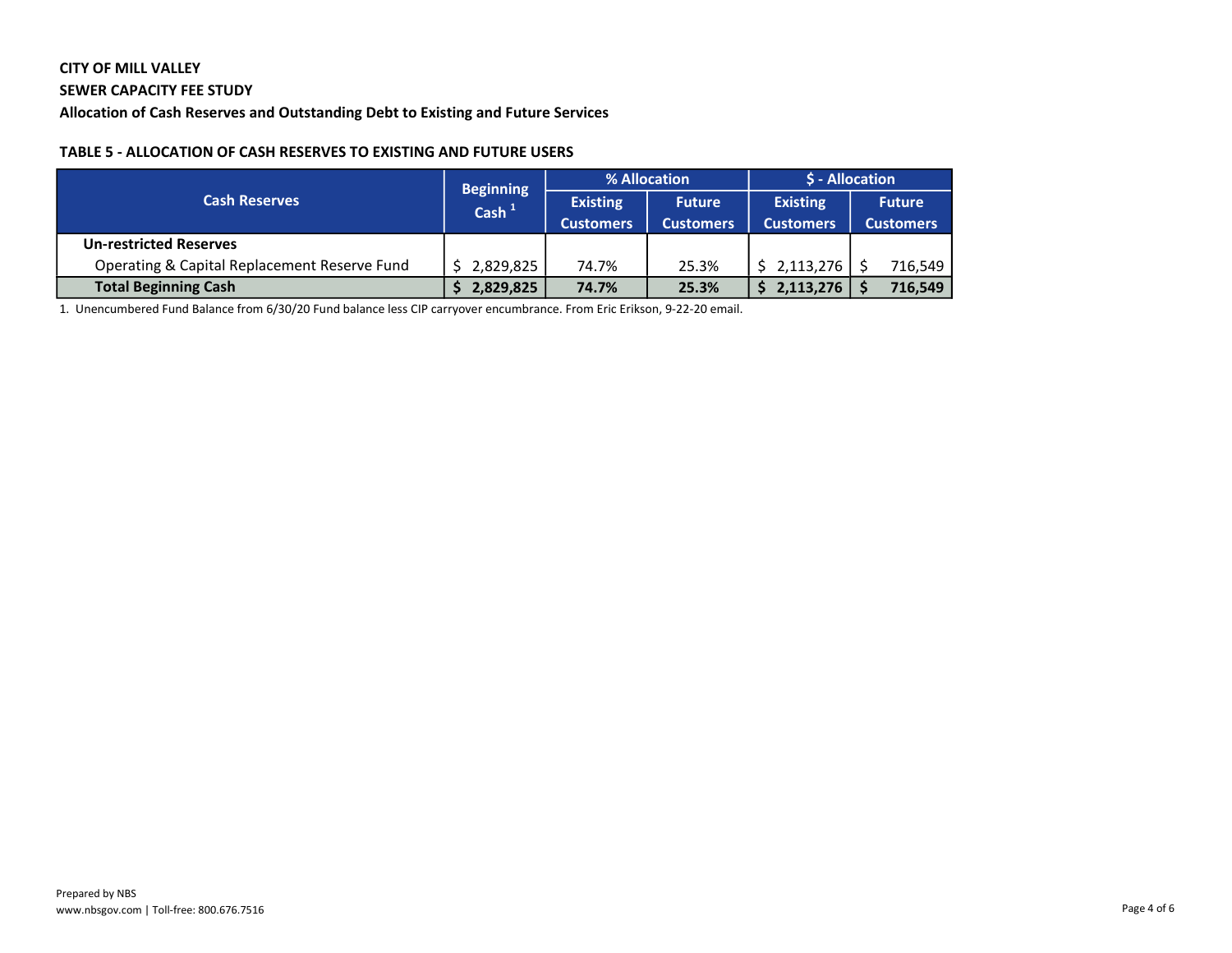**CITY OF MILL VALLEY**

**SEWER CAPACITY FEE STUDY**

**Allocation of Cash Reserves and Outstanding Debt to Existing and Future Services**

**TABLE 5 - ALLOCATION OF CASH RESERVES TO EXISTING AND FUTURE USERS**

| Cash Reserves | Beginning Cash [1] | % Allocation | | $ - Allocation | |
|---|---|---|---|---|---|
| | | Existing Customers | Future Customers | Existing Customers | Future Customers |
| **Un-restricted Reserves** | | | | | |
| Operating & Capital Replacement Reserve Fund | $ 2,829,825 | 74.7% | 25.3% | $ 2,113,276 | $ 716,549 |
| **Total Beginning Cash** | **$ 2,829,825** | **74.7%** | **25.3%** | **$ 2,113,276** | **$ 716,549** |

1. Unencumbered Fund Balance from 6/30/20 Fund balance less CIP carryover encumbrance. From Eric Erikson, 9-22-20 email.

Prepared by NBS
www.nbsgov.com | Toll-free: 800.676.7516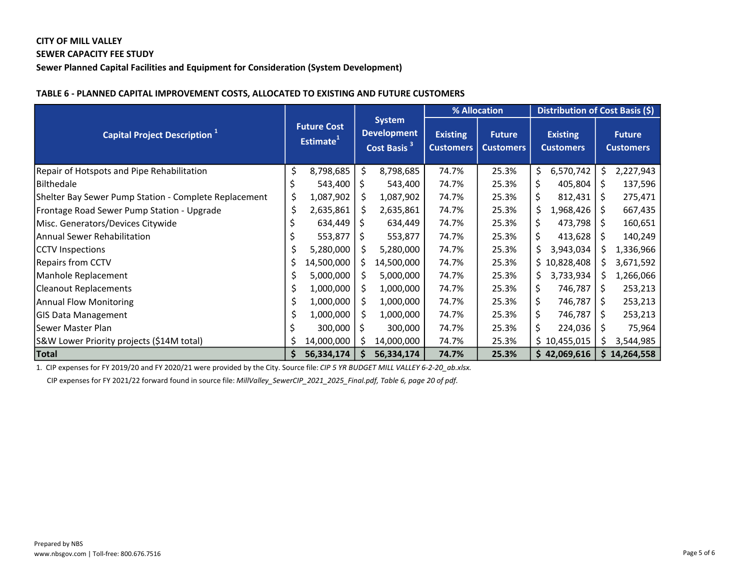**CITY OF MILL VALLEY**
**SEWER CAPACITY FEE STUDY**
**Sewer Planned Capital Facilities and Equipment for Consideration (System Development)**

**TABLE 6 - PLANNED CAPITAL IMPROVEMENT COSTS, ALLOCATED TO EXISTING AND FUTURE CUSTOMERS**

| Capital Project Description [1] | Future Cost Estimate[1] | System Development Cost Basis [3] | % Allocation | | Distribution of Cost Basis ($) | |
|---|---|---|---|---|---|---|
| | | | Existing Customers | Future Customers | Existing Customers | Future Customers |
| Repair of Hotspots and Pipe Rehabilitation | $ 8,798,685 | $ 8,798,685 | 74.7% | 25.3% | $ 6,570,742 | $ 2,227,943 |
| Bilthedale | $ 543,400 | $ 543,400 | 74.7% | 25.3% | $ 405,804 | $ 137,596 |
| Shelter Bay Sewer Pump Station - Complete Replacement | $ 1,087,902 | $ 1,087,902 | 74.7% | 25.3% | $ 812,431 | $ 275,471 |
| Frontage Road Sewer Pump Station - Upgrade | $ 2,635,861 | $ 2,635,861 | 74.7% | 25.3% | $ 1,968,426 | $ 667,435 |
| Misc. Generators/Devices Citywide | $ 634,449 | $ 634,449 | 74.7% | 25.3% | $ 473,798 | $ 160,651 |
| Annual Sewer Rehabilitation | $ 553,877 | $ 553,877 | 74.7% | 25.3% | $ 413,628 | $ 140,249 |
| CCTV Inspections | $ 5,280,000 | $ 5,280,000 | 74.7% | 25.3% | $ 3,943,034 | $ 1,336,966 |
| Repairs from CCTV | $ 14,500,000 | $ 14,500,000 | 74.7% | 25.3% | $ 10,828,408 | $ 3,671,592 |
| Manhole Replacement | $ 5,000,000 | $ 5,000,000 | 74.7% | 25.3% | $ 3,733,934 | $ 1,266,066 |
| Cleanout Replacements | $ 1,000,000 | $ 1,000,000 | 74.7% | 25.3% | $ 746,787 | $ 253,213 |
| Annual Flow Monitoring | $ 1,000,000 | $ 1,000,000 | 74.7% | 25.3% | $ 746,787 | $ 253,213 |
| GIS Data Management | $ 1,000,000 | $ 1,000,000 | 74.7% | 25.3% | $ 746,787 | $ 253,213 |
| Sewer Master Plan | $ 300,000 | $ 300,000 | 74.7% | 25.3% | $ 224,036 | $ 75,964 |
| S&W Lower Priority projects ($14M total) | $ 14,000,000 | $ 14,000,000 | 74.7% | 25.3% | $ 10,455,015 | $ 3,544,985 |
| **Total** | **$ 56,334,174** | **$ 56,334,174** | **74.7%** | **25.3%** | **$ 42,069,616** | **$ 14,264,558** |

1. CIP expenses for FY 2019/20 and FY 2020/21 were provided by the City. Source file: *CIP 5 YR BUDGET MILL VALLEY 6-2-20_ab.xlsx.*
   CIP expenses for FY 2021/22 forward found in source file: *MillValley_SewerCIP_2021_2025_Final.pdf, Table 6, page 20 of pdf.*

Prepared by NBS
www.nbsgov.com | Toll-free: 800.676.7516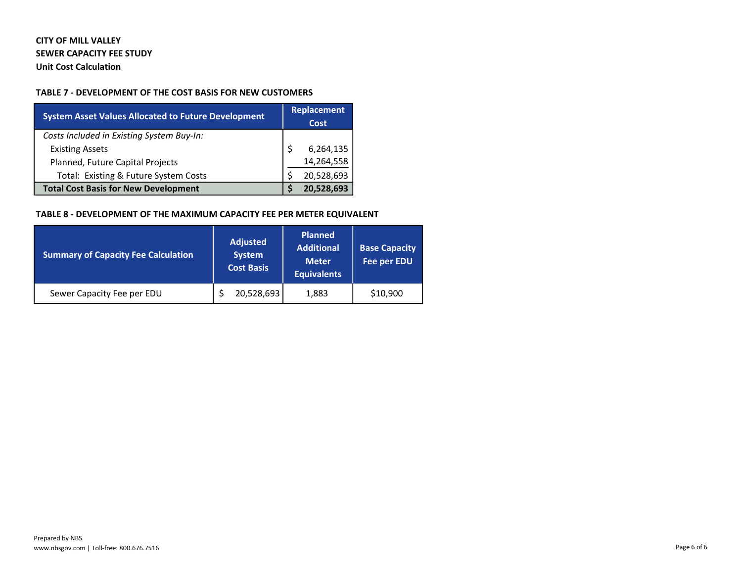**CITY OF MILL VALLEY**
**SEWER CAPACITY FEE STUDY**
**Unit Cost Calculation**

**TABLE 7 - DEVELOPMENT OF THE COST BASIS FOR NEW CUSTOMERS**

| System Asset Values Allocated to Future Development | Replacement Cost |
|---|---|
| *Costs Included in Existing System Buy-In:* | |
| Existing Assets | $ 6,264,135 |
| Planned, Future Capital Projects | 14,264,558 |
| Total: Existing & Future System Costs | $ 20,528,693 |
| **Total Cost Basis for New Development** | **$ 20,528,693** |

**TABLE 8 - DEVELOPMENT OF THE MAXIMUM CAPACITY FEE PER METER EQUIVALENT**

| Summary of Capacity Fee Calculation | Adjusted System Cost Basis | Planned Additional Meter Equivalents | Base Capacity Fee per EDU |
|---|---|---|---|
| Sewer Capacity Fee per EDU | $ 20,528,693 | 1,883 | $10,900 |

Prepared by NBS
www.nbsgov.com | Toll-free: 800.676.7516